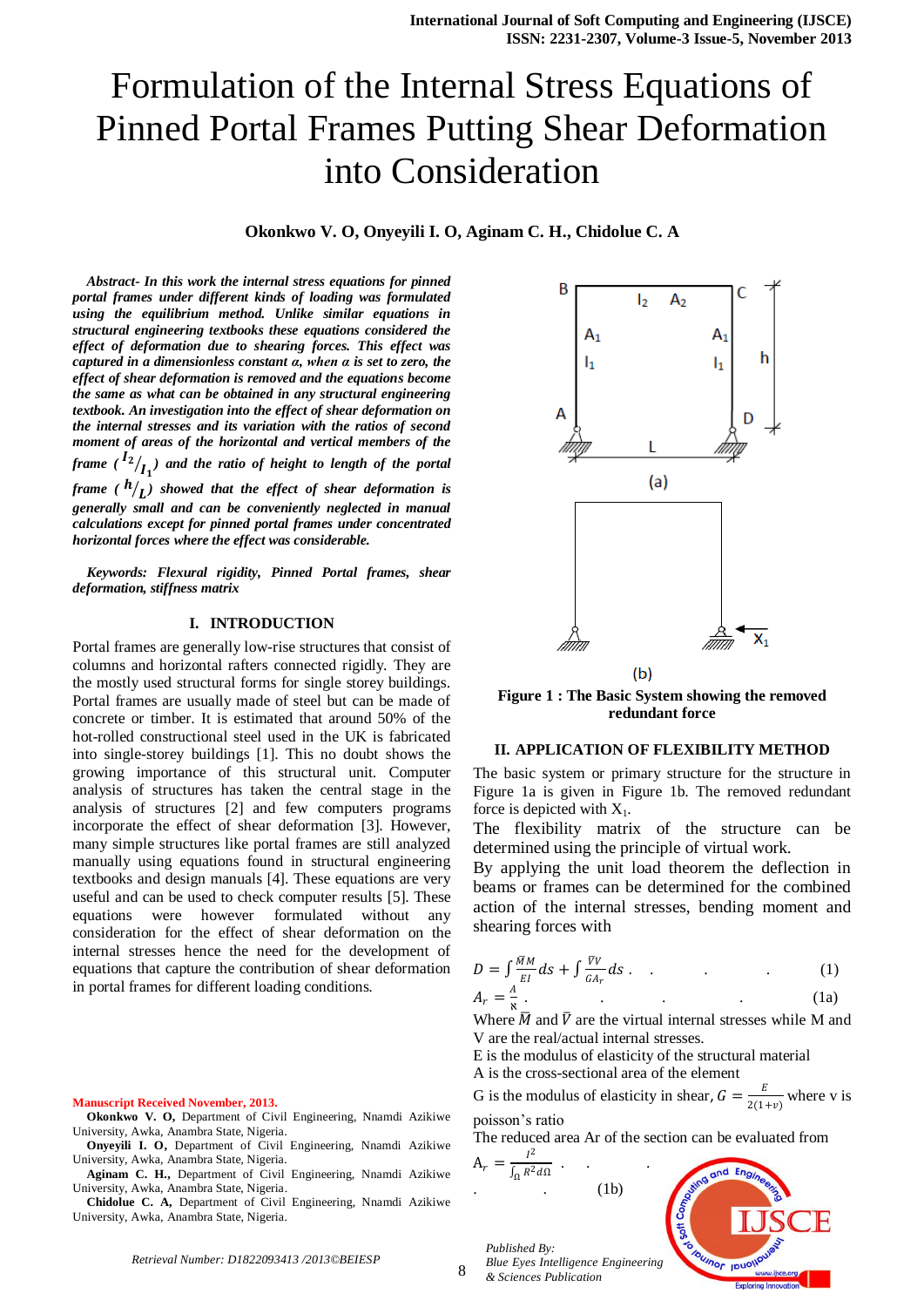# Formulation of the Internal Stress Equations of Pinned Portal Frames Putting Shear Deformation into Consideration

**Okonkwo V. O, Onyeyili I. O, Aginam C. H., Chidolue C. A**

***Abstract- In this work the internal stress equations for pinned portal frames under different kinds of loading was formulated using the equilibrium method. Unlike similar equations in structural engineering textbooks these equations considered the effect of deformation due to shearing forces. This effect was captured in a dimensionless constant α, when α is set to zero, the effect of shear deformation is removed and the equations become the same as what can be obtained in any structural engineering textbook. An investigation into the effect of shear deformation on the internal stresses and its variation with the ratios of second moment of areas of the horizontal and vertical members of the frame ($^{I_2}/_{I_1}$) and the ratio of height to length of the portal frame ($^{h}/_{L}$) showed that the effect of shear deformation is generally small and can be conveniently neglected in manual calculations except for pinned portal frames under concentrated horizontal forces where the effect was considerable.***

***Keywords: Flexural rigidity, Pinned Portal frames, shear deformation, stiffness matrix***

## I. INTRODUCTION

Portal frames are generally low-rise structures that consist of columns and horizontal rafters connected rigidly. They are the mostly used structural forms for single storey buildings. Portal frames are usually made of steel but can be made of concrete or timber. It is estimated that around 50% of the hot-rolled constructional steel used in the UK is fabricated into single-storey buildings [1]. This no doubt shows the growing importance of this structural unit. Computer analysis of structures has taken the central stage in the analysis of structures [2] and few computers programs incorporate the effect of shear deformation [3]. However, many simple structures like portal frames are still analyzed manually using equations found in structural engineering textbooks and design manuals [4]. These equations are very useful and can be used to check computer results [5]. These equations were however formulated without any consideration for the effect of shear deformation on the internal stresses hence the need for the development of equations that capture the contribution of shear deformation in portal frames for different loading conditions.

**Figure 1 : The Basic System showing the removed redundant force**

## II. APPLICATION OF FLEXIBILITY METHOD

The basic system or primary structure for the structure in Figure 1a is given in Figure 1b. The removed redundant force is depicted with $X_1$.

The flexibility matrix of the structure can be determined using the principle of virtual work.

By applying the unit load theorem the deflection in beams or frames can be determined for the combined action of the internal stresses, bending moment and shearing forces with

$$D = \int \frac{\bar{M}M}{EI} ds + \int \frac{\bar{V}V}{GA_r} ds \quad . \quad . \quad . \quad (1)$$

$$A_r = \frac{A}{\aleph} \quad . \quad . \quad . \quad (1a)$$

Where $\bar{M}$ and $\bar{V}$ are the virtual internal stresses while M and V are the real/actual internal stresses.

E is the modulus of elasticity of the structural material

A is the cross-sectional area of the element

G is the modulus of elasticity in shear, $G = \frac{E}{2(1+v)}$ where v is poisson's ratio

The reduced area Ar of the section can be evaluated from

$$A_r = \frac{I^2}{\int_\Omega R^2 d\Omega} \quad . \quad . \quad . \quad (1b)$$

**Manuscript Received November, 2013.**

**Okonkwo V. O,** Department of Civil Engineering, Nnamdi Azikiwe University, Awka, Anambra State, Nigeria.

**Onyeyili I. O,** Department of Civil Engineering, Nnamdi Azikiwe University, Awka, Anambra State, Nigeria.

**Aginam C. H.,** Department of Civil Engineering, Nnamdi Azikiwe University, Awka, Anambra State, Nigeria.

**Chidolue C. A,** Department of Civil Engineering, Nnamdi Azikiwe University, Awka, Anambra State, Nigeria.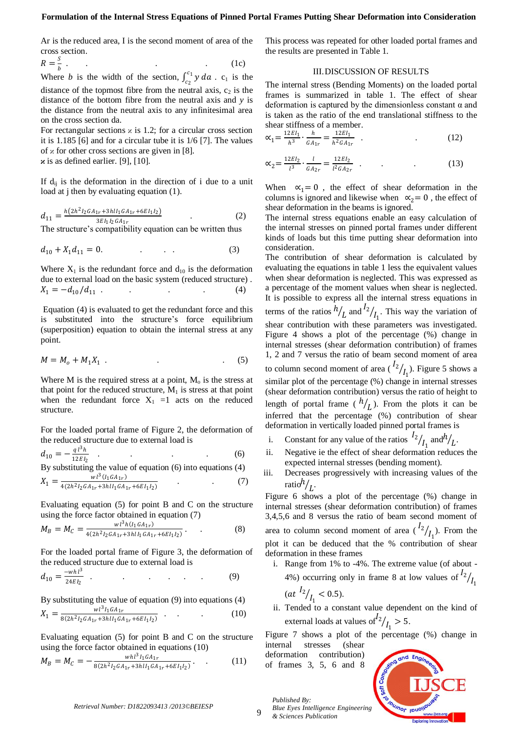Ar is the reduced area, I is the second moment of area of the cross section.

$$R = \frac{S}{b} \quad . \qquad . \qquad . \qquad . \qquad (1c)$$

Where $b$ is the width of the section, $\int_{c_2}^{c_1} y\, da$ . $c_1$ is the distance of the topmost fibre from the neutral axis, $c_2$ is the distance of the bottom fibre from the neutral axis and $y$ is the distance from the neutral axis to any infinitesimal area on the cross section da.

For rectangular sections $\varkappa$ is 1.2; for a circular cross section it is 1.185 [6] and for a circular tube it is 1/6 [7]. The values of $\varkappa$ for other cross sections are given in [8].

$\varkappa$ is as defined earlier. [9], [10].

If $d_{ij}$ is the deformation in the direction of i due to a unit load at j then by evaluating equation (1).

$$d_{11} = \frac{h(2h^2 I_2 GA_{1r} + 3hlI_1 GA_{1r} + 6EI_1 I_2)}{3EI_1 I_2 GA_{1r}} \quad . \qquad (2)$$

The structure's compatibility equation can be written thus

$$d_{10} + X_1 d_{11} = 0. \qquad . \quad . \; . \qquad (3)$$

Where $X_1$ is the redundant force and $d_{10}$ is the deformation due to external load on the basic system (reduced structure) .

$$X_1 = -d_{10}/d_{11} \quad . \qquad . \qquad . \qquad . \qquad (4)$$

Equation (4) is evaluated to get the redundant force and this is substituted into the structure's force equilibrium (superposition) equation to obtain the internal stress at any point.

$$M = M_o + M_1 X_1 \quad . \qquad . \qquad . \qquad (5)$$

Where M is the required stress at a point, $M_o$ is the stress at that point for the reduced structure, $M_1$ is stress at that point when the redundant force $X_1 = 1$ acts on the reduced structure.

For the loaded portal frame of Figure 2, the deformation of the reduced structure due to external load is

$$d_{10} = -\frac{ql^3 h}{12EI_2} \quad . \qquad . \qquad . \qquad . \qquad (6)$$

By substituting the value of equation (6) into equations (4)

$$X_1 = \frac{wl^3(I_1 GA_{1r})}{4(2h^2 I_2 GA_{1r} + 3hlI_1 GA_{1r} + 6EI_1 I_2)} \quad . \qquad . \qquad (7)$$

Evaluating equation (5) for point B and C on the structure using the force factor obtained in equation (7)

$$M_B = M_C = \frac{wl^3 h(I_1 GA_{1r})}{4(2h^2 I_2 GA_{1r} + 3hlI_1 GA_{1r} + 6EI_1 I_2)} . \quad . \qquad (8)$$

For the loaded portal frame of Figure 3, the deformation of the reduced structure due to external load is

$$d_{10} = \frac{-whl^3}{24EI_2} \quad . \qquad . \qquad . \quad . \quad . \qquad (9)$$

By substituting the value of equation (9) into equations (4)

$$X_1 = \frac{wl^3 I_1 GA_{1r}}{8(2h^2 I_2 GA_{1r} + 3hlI_1 GA_{1r} + 6EI_1 I_2)} \quad . \quad . \qquad . \qquad (10)$$

Evaluating equation (5) for point B and C on the structure using the force factor obtained in equations (10)

$$M_B = M_C = -\frac{whl^3 I_1 GA_{1r}}{8(2h^2 I_2 GA_{1r} + 3hlI_1 GA_{1r} + 6EI_1 I_2)} . \quad . \qquad (11)$$

This process was repeated for other loaded portal frames and the results are presented in Table 1.

## III. DISCUSSION OF RESULTS

The internal stress (Bending Moments) on the loaded portal frames is summarized in table 1. The effect of shear deformation is captured by the dimensionless constant α and is taken as the ratio of the end translational stiffness to the shear stiffness of a member.

$$\alpha_1 = \frac{12EI_1}{h^3} \cdot \frac{h}{GA_{1r}} = \frac{12EI_1}{h^2 GA_{1r}} \quad . \qquad . \qquad (12)$$

$$\alpha_2 = \frac{12EI_2}{l^3} \cdot \frac{l}{GA_{2r}} = \frac{12EI_2}{l^2 GA_{2r}} \quad . \qquad . \qquad . \qquad (13)$$

When $\alpha_1 = 0$ , the effect of shear deformation in the columns is ignored and likewise when $\alpha_2 = 0$ , the effect of shear deformation in the beams is ignored.

The internal stress equations enable an easy calculation of the internal stresses on pinned portal frames under different kinds of loads but this time putting shear deformation into consideration.

The contribution of shear deformation is calculated by evaluating the equations in table 1 less the equivalent values when shear deformation is neglected. This was expressed as a percentage of the moment values when shear is neglected. It is possible to express all the internal stress equations in terms of the ratios $h/L$ and $I_2/I_1$. This way the variation of shear contribution with these parameters was investigated. Figure 4 shows a plot of the percentage (%) change in internal stresses (shear deformation contribution) of frames 1, 2 and 7 versus the ratio of beam second moment of area to column second moment of area ($I_2/I_1$). Figure 5 shows a similar plot of the percentage (%) change in internal stresses (shear deformation contribution) versus the ratio of height to length of portal frame ($h/L$). From the plots it can be inferred that the percentage (%) contribution of shear deformation in vertically loaded pinned portal frames is

i. Constant for any value of the ratios $I_2/I_1$ and $h/L$.
ii. Negative ie the effect of shear deformation reduces the expected internal stresses (bending moment).
iii. Decreases progressively with increasing values of the ratio $h/L$.

Figure 6 shows a plot of the percentage (%) change in internal stresses (shear deformation contribution) of frames 3,4,5,6 and 8 versus the ratio of beam second moment of area to column second moment of area ($I_2/I_1$). From the plot it can be deduced that the % contribution of shear deformation in these frames

i. Range from 1% to -4%. The extreme value (of about -4%) occurring only in frame 8 at low values of $I_2/I_1$ (at $I_2/I_1 < 0.5$).
ii. Tended to a constant value dependent on the kind of external loads at values of $I_2/I_1 > 5$.

Figure 7 shows a plot of the percentage (%) change in internal stresses (shear deformation contribution) of frames 3, 5, 6 and 8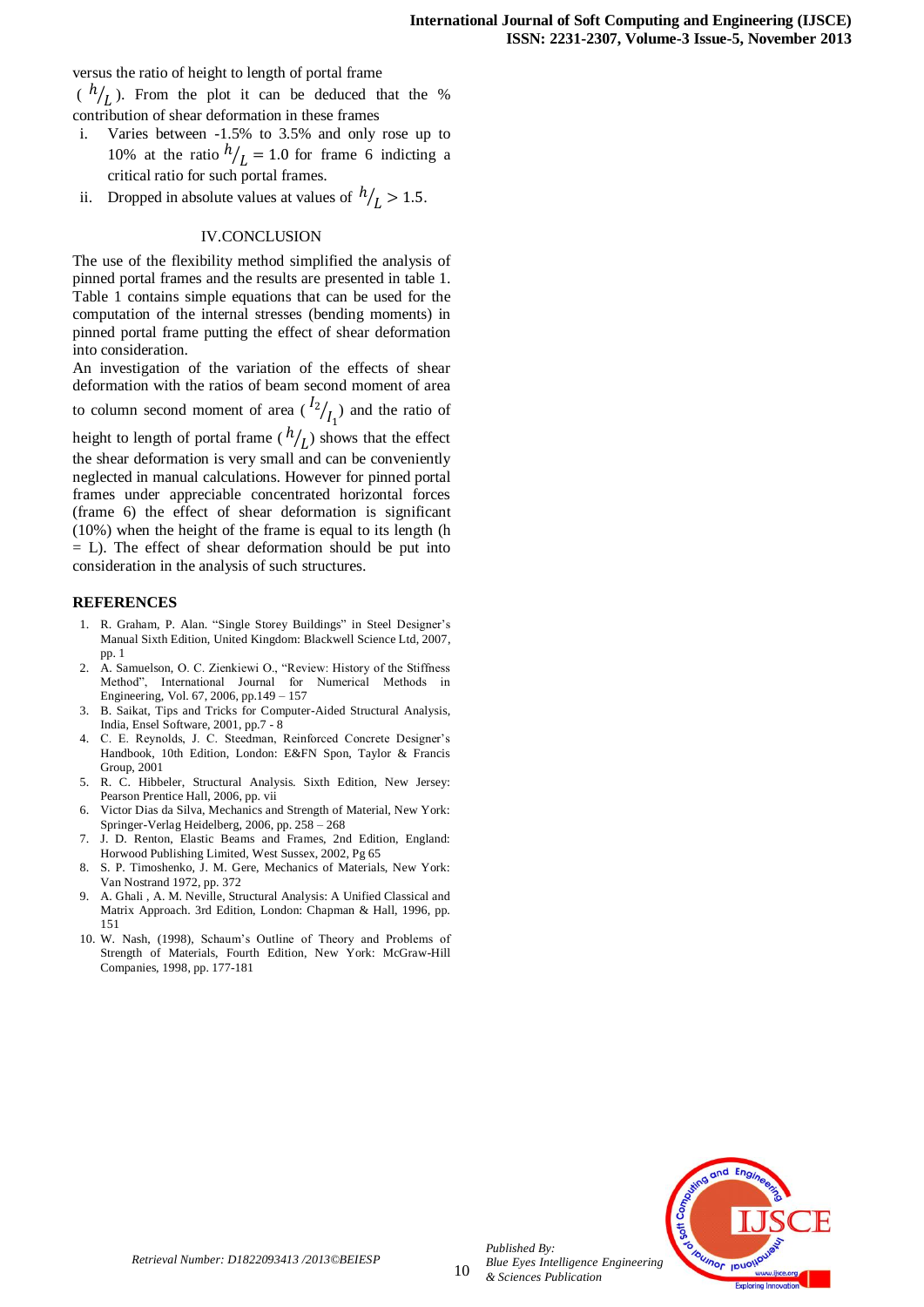versus the ratio of height to length of portal frame ($h/_L$). From the plot it can be deduced that the % contribution of shear deformation in these frames

i. Varies between -1.5% to 3.5% and only rose up to 10% at the ratio $h/_L = 1.0$ for frame 6 indicting a critical ratio for such portal frames.
ii. Dropped in absolute values at values of $h/_L > 1.5$.

## IV.CONCLUSION

The use of the flexibility method simplified the analysis of pinned portal frames and the results are presented in table 1. Table 1 contains simple equations that can be used for the computation of the internal stresses (bending moments) in pinned portal frame putting the effect of shear deformation into consideration.

An investigation of the variation of the effects of shear deformation with the ratios of beam second moment of area to column second moment of area ($^{I_2}/_{I_1}$) and the ratio of height to length of portal frame ($h/_L$) shows that the effect the shear deformation is very small and can be conveniently neglected in manual calculations. However for pinned portal frames under appreciable concentrated horizontal forces (frame 6) the effect of shear deformation is significant (10%) when the height of the frame is equal to its length (h = L). The effect of shear deformation should be put into consideration in the analysis of such structures.

## REFERENCES

1. R. Graham, P. Alan. "Single Storey Buildings" in Steel Designer's Manual Sixth Edition, United Kingdom: Blackwell Science Ltd, 2007, pp. 1
2. A. Samuelson, O. C. Zienkiewi O., "Review: History of the Stiffness Method", International Journal for Numerical Methods in Engineering, Vol. 67, 2006, pp.149 – 157
3. B. Saikat, Tips and Tricks for Computer-Aided Structural Analysis, India, Ensel Software, 2001, pp.7 - 8
4. C. E. Reynolds, J. C. Steedman, Reinforced Concrete Designer's Handbook, 10th Edition, London: E&FN Spon, Taylor & Francis Group, 2001
5. R. C. Hibbeler, Structural Analysis. Sixth Edition, New Jersey: Pearson Prentice Hall, 2006, pp. vii
6. Victor Dias da Silva, Mechanics and Strength of Material, New York: Springer-Verlag Heidelberg, 2006, pp. 258 – 268
7. J. D. Renton, Elastic Beams and Frames, 2nd Edition, England: Horwood Publishing Limited, West Sussex, 2002, Pg 65
8. S. P. Timoshenko, J. M. Gere, Mechanics of Materials, New York: Van Nostrand 1972, pp. 372
9. A. Ghali , A. M. Neville, Structural Analysis: A Unified Classical and Matrix Approach. 3rd Edition, London: Chapman & Hall, 1996, pp. 151
10. W. Nash, (1998), Schaum's Outline of Theory and Problems of Strength of Materials, Fourth Edition, New York: McGraw-Hill Companies, 1998, pp. 177-181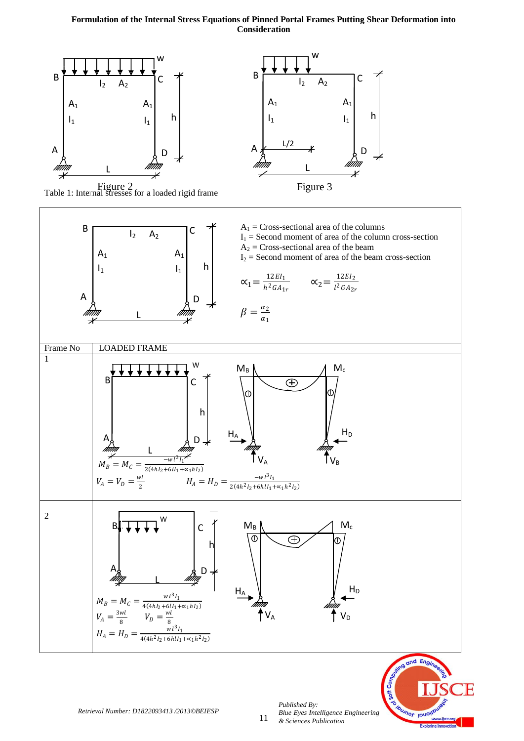Figure 2

Figure 3

Table 1: Internal stresses for a loaded rigid frame

$A_1$ = Cross-sectional area of the columns
$I_1$ = Second moment of area of the column cross-section
$A_2$ = Cross-sectional area of the beam
$I_2$ = Second moment of area of the beam cross-section

$$\propto_1 = \frac{12EI_1}{h^2 GA_{1r}} \qquad \propto_2 = \frac{12EI_2}{l^2 GA_{2r}}$$

$$\beta = \frac{\alpha_2}{\alpha_1}$$

| Frame No | LOADED FRAME |
|---|---|
| 1 | $M_B = M_C = \frac{-wl^3 I_1}{2(4hI_2 + 6lI_1 + \propto_1 hI_2)}$<br>$V_A = V_D = \frac{wl}{2}$ $\quad H_A = H_D = \frac{-wl^3 I_1}{2(4h^2 I_2 + 6hlI_1 + \propto_1 h^2 I_2)}$ |
| 2 | $M_B = M_C = \frac{wl^3 I_1}{4(4hI_2 + 6lI_1 + \propto_1 hI_2)}$<br>$V_A = \frac{3wl}{8}$ $\quad V_D = \frac{wl}{8}$<br>$H_A = H_D = \frac{wl^3 I_1}{4(4h^2 I_2 + 6hlI_1 + \propto_1 h^2 I_2)}$ |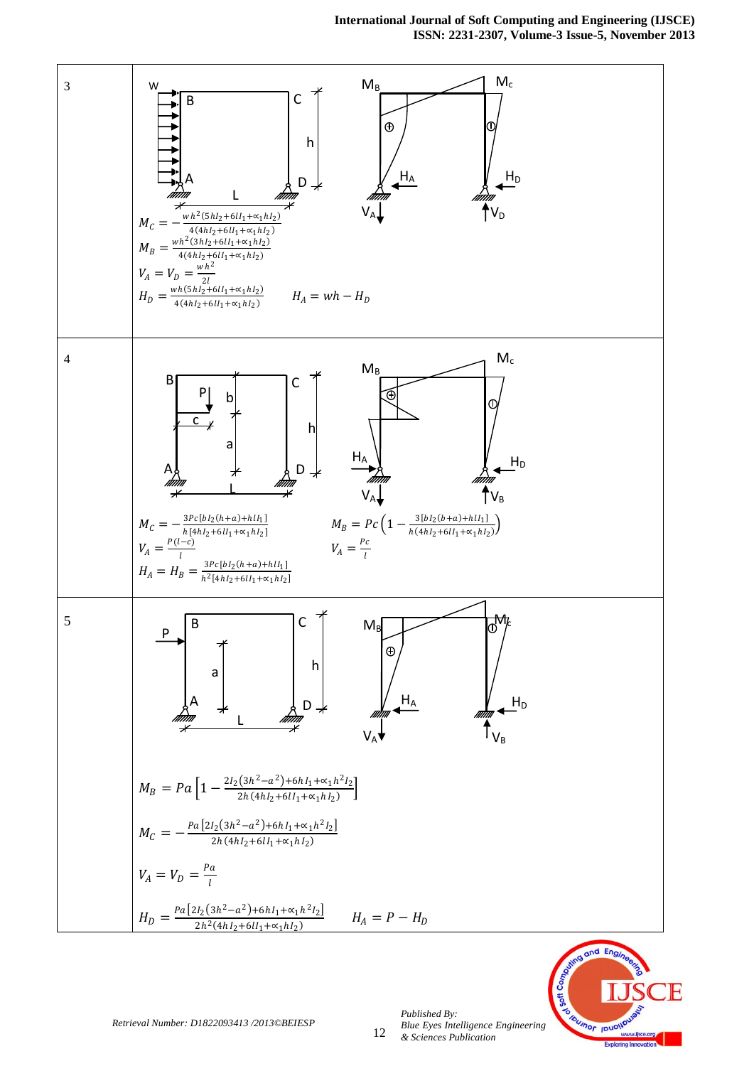| | |
|---|---|
| 3 | $M_C = -\frac{wh^2(5hI_2+6lI_1+\propto_1 hI_2)}{4(4hI_2+6lI_1+\propto_1 hI_2)}$<br>$M_B = \frac{wh^2(3hI_2+6lI_1+\propto_1 hI_2)}{4(4hI_2+6lI_1+\propto_1 hI_2)}$<br>$V_A = V_D = \frac{wh^2}{2l}$<br>$H_D = \frac{wh(5hI_2+6lI_1+\propto_1 hI_2)}{4(4hI_2+6lI_1+\propto_1 hI_2)}$ $\quad H_A = wh - H_D$ |
| 4 | $M_C = -\frac{3Pc[bI_2(h+a)+hlI_1]}{h[4hI_2+6lI_1+\propto_1 hI_2]}$ $\quad M_B = Pc\left(1 - \frac{3[bI_2(b+a)+hlI_1]}{h(4hI_2+6lI_1+\propto_1 hI_2)}\right)$<br>$V_A = \frac{P(l-c)}{l}$ $\quad V_A = \frac{Pc}{l}$<br>$H_A = H_B = \frac{3Pc[bI_2(h+a)+hlI_1]}{h^2[4hI_2+6lI_1+\propto_1 hI_2]}$ |
| 5 | $M_B = Pa\left[1 - \frac{2I_2(3h^2-a^2)+6hI_1+\propto_1 h^2 I_2}{2h(4hI_2+6lI_1+\propto_1 hI_2)}\right]$<br>$M_C = -\frac{Pa[2I_2(3h^2-a^2)+6hI_1+\propto_1 h^2 I_2]}{2h(4hI_2+6lI_1+\propto_1 hI_2)}$<br>$V_A = V_D = \frac{Pa}{l}$<br>$H_D = \frac{Pa[2I_2(3h^2-a^2)+6hI_1+\propto_1 h^2 I_2]}{2h^2(4hI_2+6lI_1+\propto_1 hI_2)}$ $\quad H_A = P - H_D$ |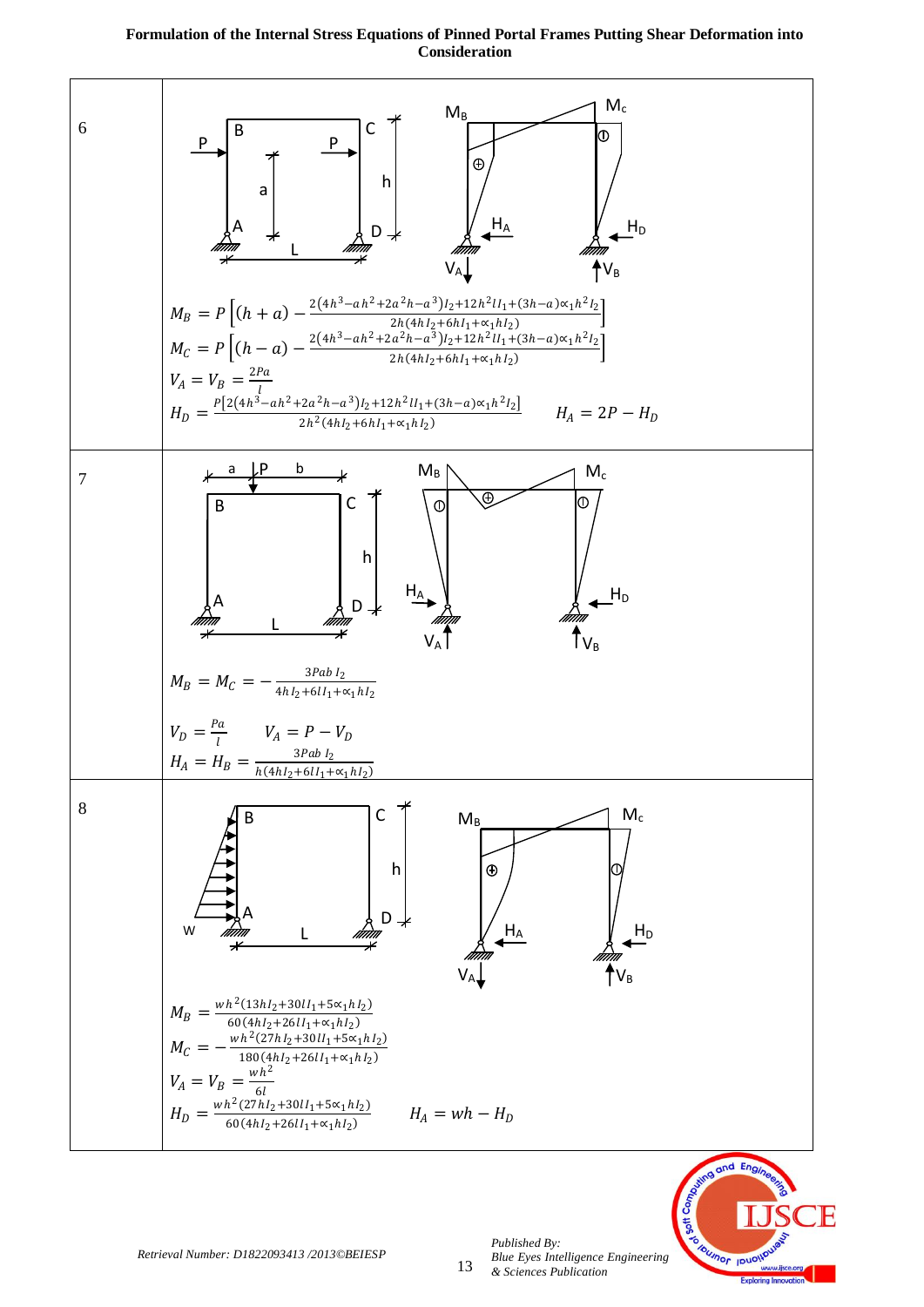| | |
|---|---|
| 6 | $M_B = P\left[(h+a) - \frac{2(4h^3 - ah^2 + 2a^2h - a^3)I_2 + 12h^2 lI_1 + (3h-a)\propto_1 h^2 I_2}{2h(4hI_2 + 6hI_1 + \propto_1 hI_2)}\right]$<br>$M_C = P\left[(h-a) - \frac{2(4h^3 - ah^2 + 2a^2h - a^3)I_2 + 12h^2 lI_1 + (3h-a)\propto_1 h^2 I_2}{2h(4hI_2 + 6hI_1 + \propto_1 hI_2)}\right]$<br>$V_A = V_B = \frac{2Pa}{l}$<br>$H_D = \frac{P\left[2(4h^3 - ah^2 + 2a^2h - a^3)I_2 + 12h^2 lI_1 + (3h-a)\propto_1 h^2 I_2\right]}{2h^2(4hI_2 + 6hI_1 + \propto_1 hI_2)}$ $\quad H_A = 2P - H_D$ |
| 7 | $M_B = M_C = -\frac{3Pab\, I_2}{4hI_2 + 6lI_1 + \propto_1 hI_2}$<br>$V_D = \frac{Pa}{l} \qquad V_A = P - V_D$<br>$H_A = H_B = \frac{3Pab\, I_2}{h(4hI_2 + 6lI_1 + \propto_1 hI_2)}$ |
| 8 | $M_B = \frac{wh^2(13hI_2 + 30lI_1 + 5\propto_1 hI_2)}{60(4hI_2 + 26lI_1 + \propto_1 hI_2)}$<br>$M_C = -\frac{wh^2(27hI_2 + 30lI_1 + 5\propto_1 hI_2)}{180(4hI_2 + 26lI_1 + \propto_1 hI_2)}$<br>$V_A = V_B = \frac{wh^2}{6l}$<br>$H_D = \frac{wh^2(27hI_2 + 30lI_1 + 5\propto_1 hI_2)}{60(4hI_2 + 26lI_1 + \propto_1 hI_2)}$ $\quad H_A = wh - H_D$ |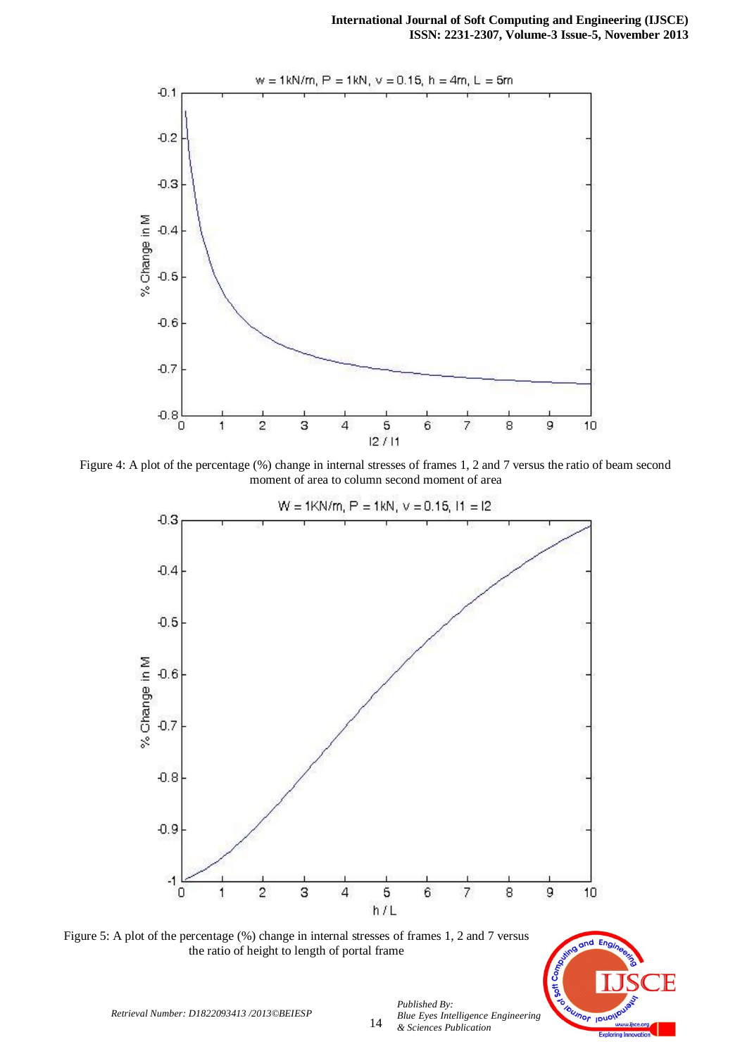Figure 4: A plot of the percentage (%) change in internal stresses of frames 1, 2 and 7 versus the ratio of beam second moment of area to column second moment of area

Figure 5: A plot of the percentage (%) change in internal stresses of frames 1, 2 and 7 versus the ratio of height to length of portal frame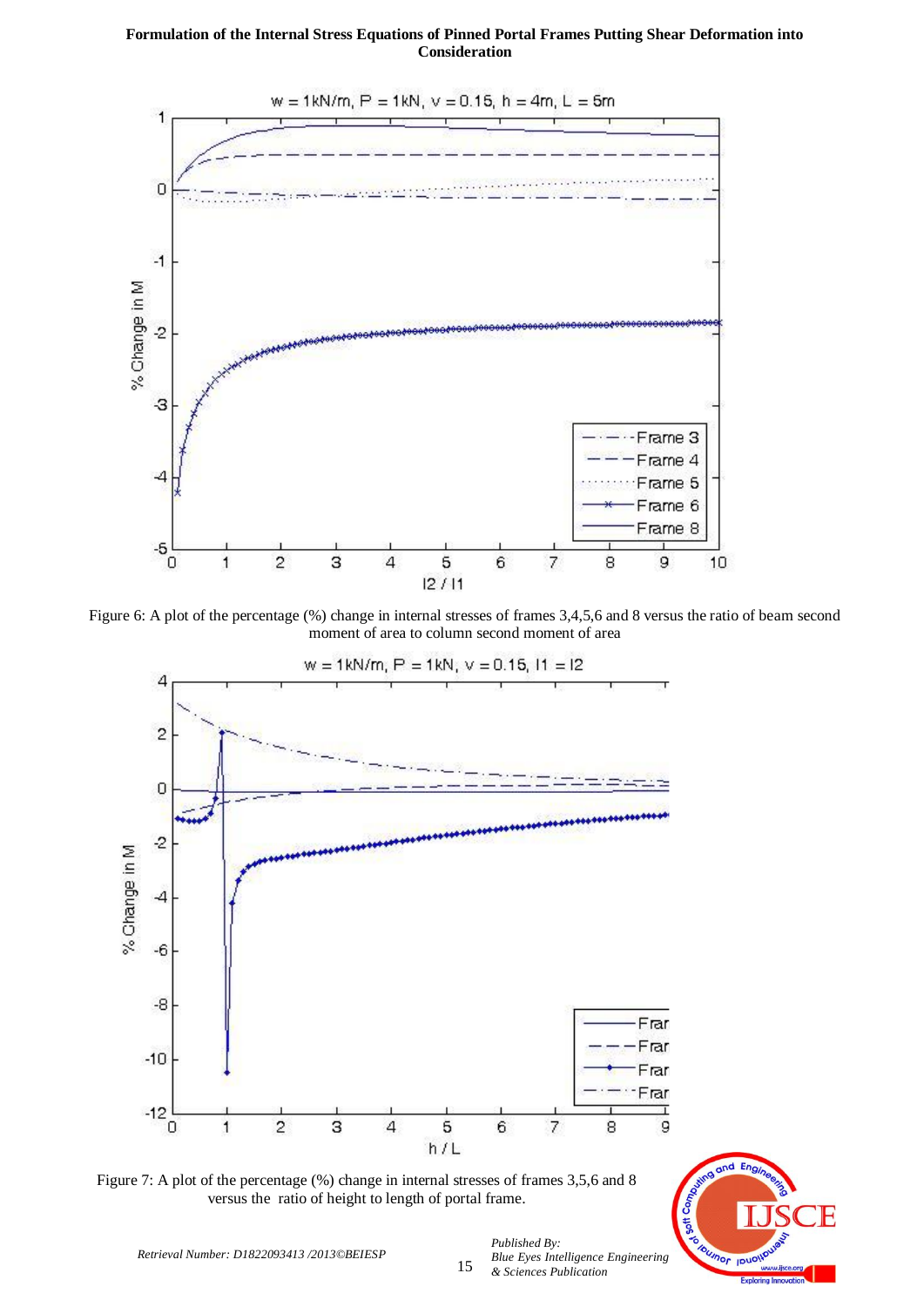w = 1kN/m, P = 1kN, v = 0.15, h = 4m, L = 5m

% Change in M

I2 / I1

Frame 3
Frame 4
Frame 5
Frame 6
Frame 8

Figure 6: A plot of the percentage (%) change in internal stresses of frames 3,4,5,6 and 8 versus the ratio of beam second moment of area to column second moment of area

w = 1kN/m, P = 1kN, v = 0.15, I1 = I2

% Change in M

h / L

Frar
Frar
Frar
Frar

Figure 7: A plot of the percentage (%) change in internal stresses of frames 3,5,6 and 8 versus the ratio of height to length of portal frame.